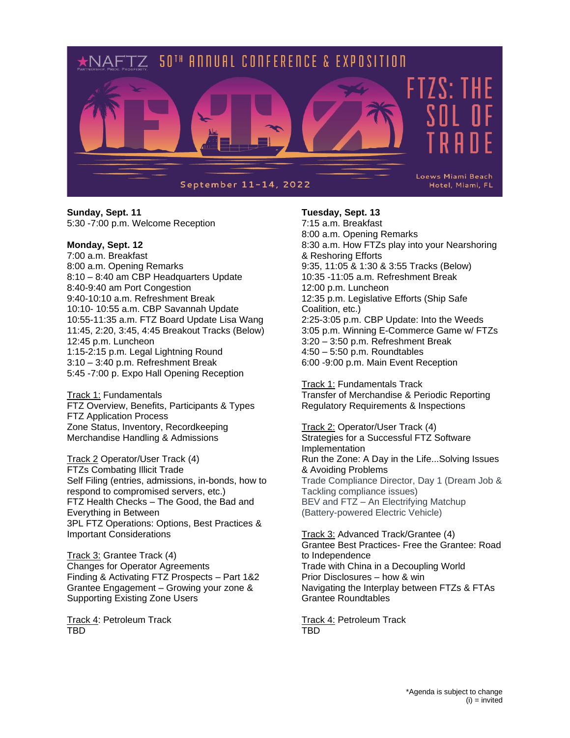# NAFTZ 50TH ANNUAL CONFERENCE & EXPOSITION

PARTNERSHIP. PRIDE. PROSPERITY.

## FTZS: THE SOL OF TRADE

September 11-14, 2022

Loews Miami Beach Hotel, Miami, FL

**Sunday, Sept. 11**

5:30 -7:00 p.m. Welcome Reception

**Monday, Sept. 12**

7:00 a.m. Breakfast
8:00 a.m. Opening Remarks
8:10 – 8:40 am CBP Headquarters Update
8:40-9:40 am Port Congestion
9:40-10:10 a.m. Refreshment Break
10:10- 10:55 a.m. CBP Savannah Update
10:55-11:35 a.m. FTZ Board Update Lisa Wang
11:45, 2:20, 3:45, 4:45 Breakout Tracks (Below)
12:45 p.m. Luncheon
1:15-2:15 p.m. Legal Lightning Round
3:10 – 3:40 p.m. Refreshment Break
5:45 -7:00 p. Expo Hall Opening Reception

Track 1: Fundamentals
FTZ Overview, Benefits, Participants & Types
FTZ Application Process
Zone Status, Inventory, Recordkeeping
Merchandise Handling & Admissions

Track 2 Operator/User Track (4)
FTZs Combating Illicit Trade
Self Filing (entries, admissions, in-bonds, how to respond to compromised servers, etc.)
FTZ Health Checks – The Good, the Bad and Everything in Between
3PL FTZ Operations: Options, Best Practices & Important Considerations

Track 3: Grantee Track (4)
Changes for Operator Agreements
Finding & Activating FTZ Prospects – Part 1&2
Grantee Engagement – Growing your zone & Supporting Existing Zone Users

Track 4: Petroleum Track
TBD

**Tuesday, Sept. 13**

7:15 a.m. Breakfast
8:00 a.m. Opening Remarks
8:30 a.m. How FTZs play into your Nearshoring & Reshoring Efforts
9:35, 11:05 & 1:30 & 3:55 Tracks (Below)
10:35 -11:05 a.m. Refreshment Break
12:00 p.m. Luncheon
12:35 p.m. Legislative Efforts (Ship Safe Coalition, etc.)
2:25-3:05 p.m. CBP Update: Into the Weeds
3:05 p.m. Winning E-Commerce Game w/ FTZs
3:20 – 3:50 p.m. Refreshment Break
4:50 – 5:50 p.m. Roundtables
6:00 -9:00 p.m. Main Event Reception

Track 1: Fundamentals Track
Transfer of Merchandise & Periodic Reporting
Regulatory Requirements & Inspections

Track 2: Operator/User Track (4)
Strategies for a Successful FTZ Software Implementation
Run the Zone: A Day in the Life...Solving Issues & Avoiding Problems
Trade Compliance Director, Day 1 (Dream Job & Tackling compliance issues)
BEV and FTZ – An Electrifying Matchup (Battery-powered Electric Vehicle)

Track 3: Advanced Track/Grantee (4)
Grantee Best Practices- Free the Grantee: Road to Independence
Trade with China in a Decoupling World
Prior Disclosures – how & win
Navigating the Interplay between FTZs & FTAs
Grantee Roundtables

Track 4: Petroleum Track
TBD

*Agenda is subject to change
(i) = invited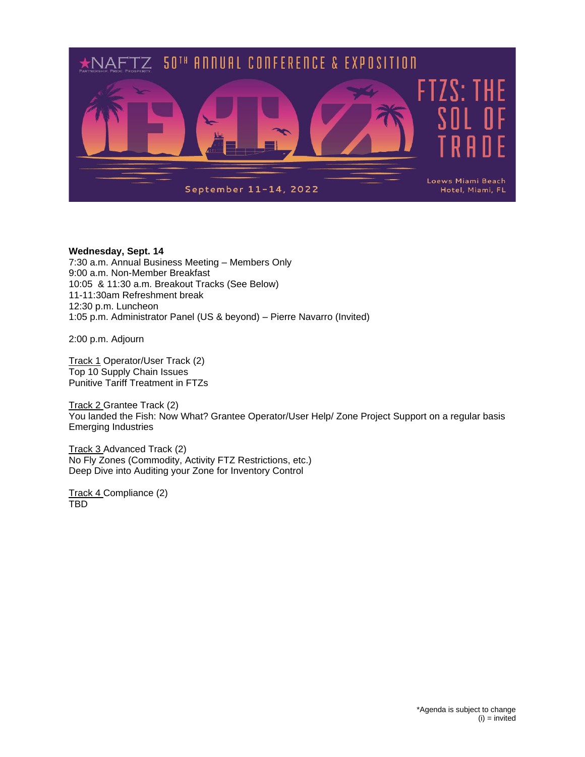NAFTZ 50TH ANNUAL CONFERENCE & EXPOSITION

FTZS: THE SOL OF TRADE

September 11-14, 2022

Loews Miami Beach Hotel, Miami, FL

**Wednesday, Sept. 14**

7:30 a.m. Annual Business Meeting – Members Only
9:00 a.m. Non-Member Breakfast
10:05 & 11:30 a.m. Breakout Tracks (See Below)
11-11:30am Refreshment break
12:30 p.m. Luncheon
1:05 p.m. Administrator Panel (US & beyond) – Pierre Navarro (Invited)

2:00 p.m. Adjourn

Track 1 Operator/User Track (2)
Top 10 Supply Chain Issues
Punitive Tariff Treatment in FTZs

Track 2 Grantee Track (2)
You landed the Fish: Now What? Grantee Operator/User Help/ Zone Project Support on a regular basis
Emerging Industries

Track 3 Advanced Track (2)
No Fly Zones (Commodity, Activity FTZ Restrictions, etc.)
Deep Dive into Auditing your Zone for Inventory Control

Track 4 Compliance (2)
TBD

*Agenda is subject to change
(i) = invited